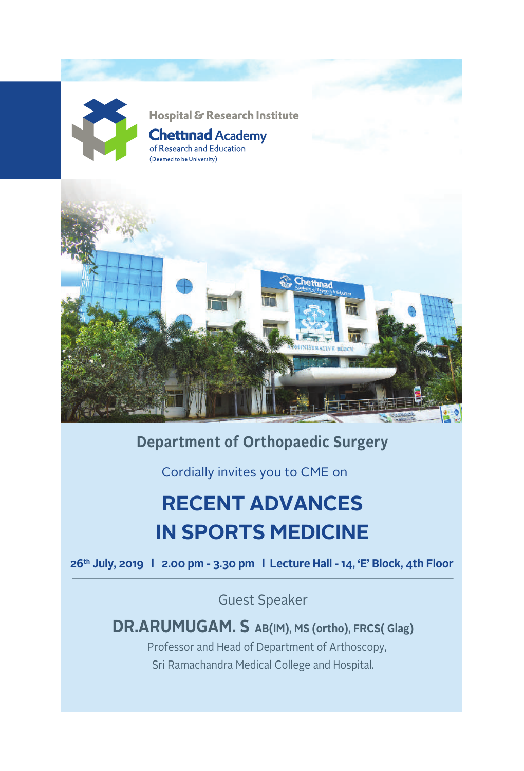Hospital & Research Institute

**Chettinad Academy**
of Research and Education
(Deemed to be University)

## Department of Orthopaedic Surgery

Cordially invites you to CME on

# RECENT ADVANCES IN SPORTS MEDICINE

**26th July, 2019 | 2.00 pm - 3.30 pm | Lecture Hall - 14, 'E' Block, 4th Floor**

---

Guest Speaker

**DR.ARUMUGAM. S AB(IM), MS (ortho), FRCS( Glag)**

Professor and Head of Department of Arthoscopy,

Sri Ramachandra Medical College and Hospital.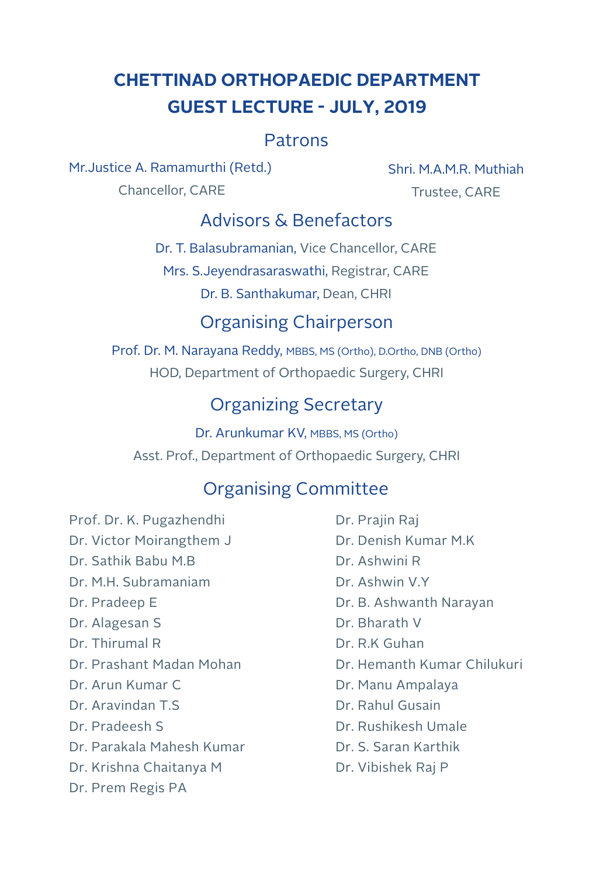# CHETTINAD ORTHOPAEDIC DEPARTMENT
# GUEST LECTURE - JULY, 2019

## Patrons

Mr.Justice A. Ramamurthi (Retd.)
Chancellor, CARE

Shri. M.A.M.R. Muthiah
Trustee, CARE

## Advisors & Benefactors

Dr. T. Balasubramanian, Vice Chancellor, CARE

Mrs. S.Jeyendrasaraswathi, Registrar, CARE

Dr. B. Santhakumar, Dean, CHRI

## Organising Chairperson

Prof. Dr. M. Narayana Reddy, MBBS, MS (Ortho), D.Ortho, DNB (Ortho)
HOD, Department of Orthopaedic Surgery, CHRI

## Organizing Secretary

Dr. Arunkumar KV, MBBS, MS (Ortho)
Asst. Prof., Department of Orthopaedic Surgery, CHRI

## Organising Committee

Prof. Dr. K. Pugazhendhi
Dr. Victor Moirangthem J
Dr. Sathik Babu M.B
Dr. M.H. Subramaniam
Dr. Pradeep E
Dr. Alagesan S
Dr. Thirumal R
Dr. Prashant Madan Mohan
Dr. Arun Kumar C
Dr. Aravindan T.S
Dr. Pradeesh S
Dr. Parakala Mahesh Kumar
Dr. Krishna Chaitanya M
Dr. Prem Regis PA
Dr. Prajin Raj
Dr. Denish Kumar M.K
Dr. Ashwini R
Dr. Ashwin V.Y
Dr. B. Ashwanth Narayan
Dr. Bharath V
Dr. R.K Guhan
Dr. Hemanth Kumar Chilukuri
Dr. Manu Ampalaya
Dr. Rahul Gusain
Dr. Rushikesh Umale
Dr. S. Saran Karthik
Dr. Vibishek Raj P